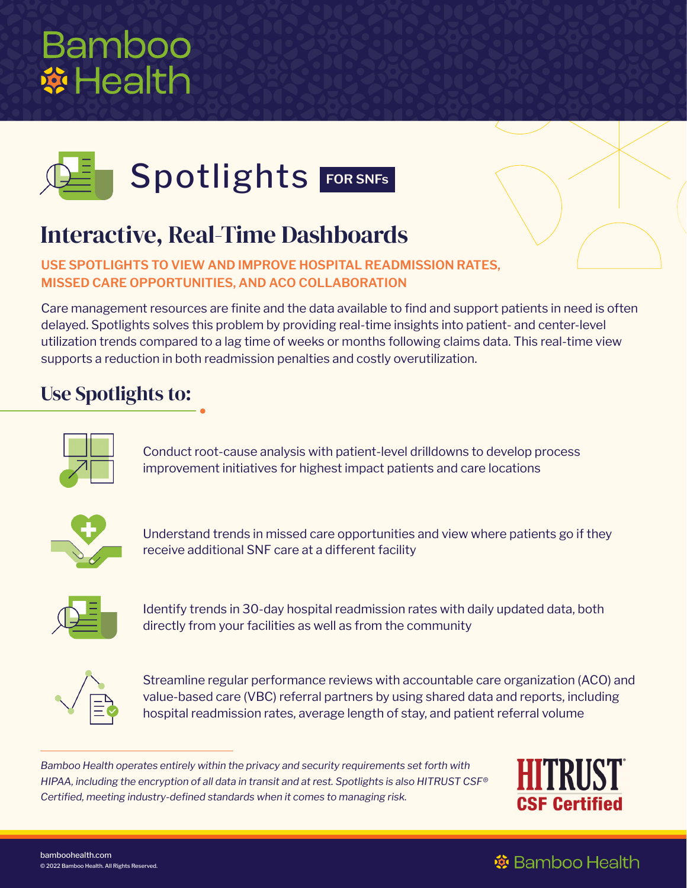# Bamboo Health

## Spotlights FOR SNFs

# Interactive, Real-Time Dashboards

**USE SPOTLIGHTS TO VIEW AND IMPROVE HOSPITAL READMISSION RATES, MISSED CARE OPPORTUNITIES, AND ACO COLLABORATION**

Care management resources are finite and the data available to find and support patients in need is often delayed. Spotlights solves this problem by providing real-time insights into patient- and center-level utilization trends compared to a lag time of weeks or months following claims data. This real-time view supports a reduction in both readmission penalties and costly overutilization.

## Use Spotlights to:

- Conduct root-cause analysis with patient-level drilldowns to develop process improvement initiatives for highest impact patients and care locations
- Understand trends in missed care opportunities and view where patients go if they receive additional SNF care at a different facility
- Identify trends in 30-day hospital readmission rates with daily updated data, both directly from your facilities as well as from the community
- Streamline regular performance reviews with accountable care organization (ACO) and value-based care (VBC) referral partners by using shared data and reports, including hospital readmission rates, average length of stay, and patient referral volume

*Bamboo Health operates entirely within the privacy and security requirements set forth with HIPAA, including the encryption of all data in transit and at rest. Spotlights is also HITRUST CSF® Certified, meeting industry-defined standards when it comes to managing risk.*

HITRUST CSF Certified

bamboohealth.com
© 2022 Bamboo Health. All Rights Reserved.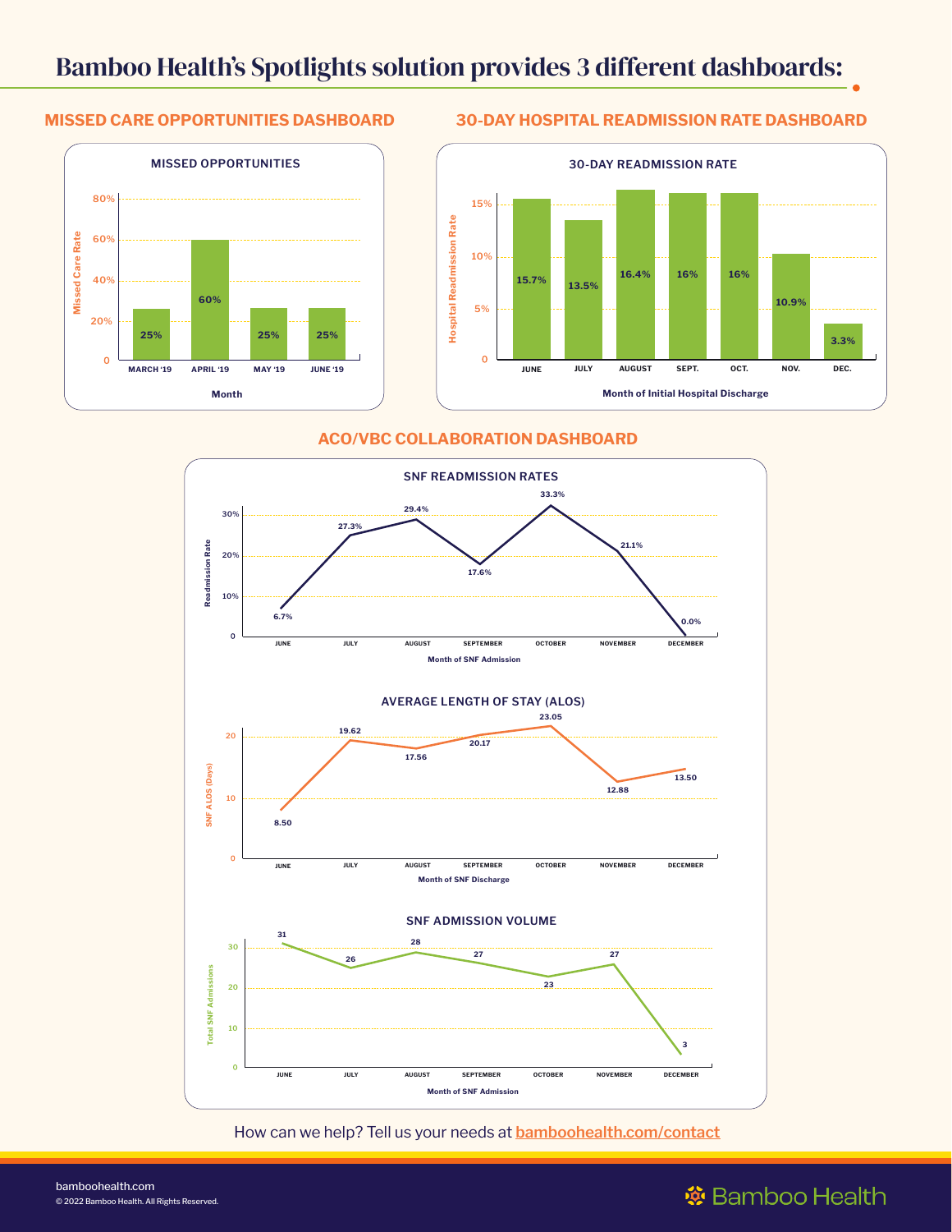# Bamboo Health's Spotlights solution provides 3 different dashboards:

## MISSED CARE OPPORTUNITIES DASHBOARD

MISSED OPPORTUNITIES

Missed Care Rate

80%
60%
40%
20%
0

25%
60%
25%
25%

MARCH '19
APRIL '19
MAY '19
JUNE '19

Month

## 30-DAY HOSPITAL READMISSION RATE DASHBOARD

30-DAY READMISSION RATE

Hospital Readmission Rate

15%
10%
5%
0

15.7%
13.5%
16.4%
16%
16%
10.9%
3.3%

JUNE
JULY
AUGUST
SEPT.
OCT.
NOV.
DEC.

Month of Initial Hospital Discharge

## ACO/VBC COLLABORATION DASHBOARD

SNF READMISSION RATES

Readmission Rate

30%
20%
10%
0

6.7%
27.3%
29.4%
17.6%
33.3%
21.1%
0.0%

JUNE
JULY
AUGUST
SEPTEMBER
OCTOBER
NOVEMBER
DECEMBER

Month of SNF Admission

AVERAGE LENGTH OF STAY (ALOS)

SNF ALOS (Days)

20
10
0

8.50
19.62
17.56
20.17
23.05
12.88
13.50

JUNE
JULY
AUGUST
SEPTEMBER
OCTOBER
NOVEMBER
DECEMBER

Month of SNF Discharge

SNF ADMISSION VOLUME

Total SNF Admissions

30
20
10
0

31
26
28
27
23
27
3

JUNE
JULY
AUGUST
SEPTEMBER
OCTOBER
NOVEMBER
DECEMBER

Month of SNF Admission

How can we help? Tell us your needs at bamboohealth.com/contact

bamboohealth.com
© 2022 Bamboo Health. All Rights Reserved.

Bamboo Health